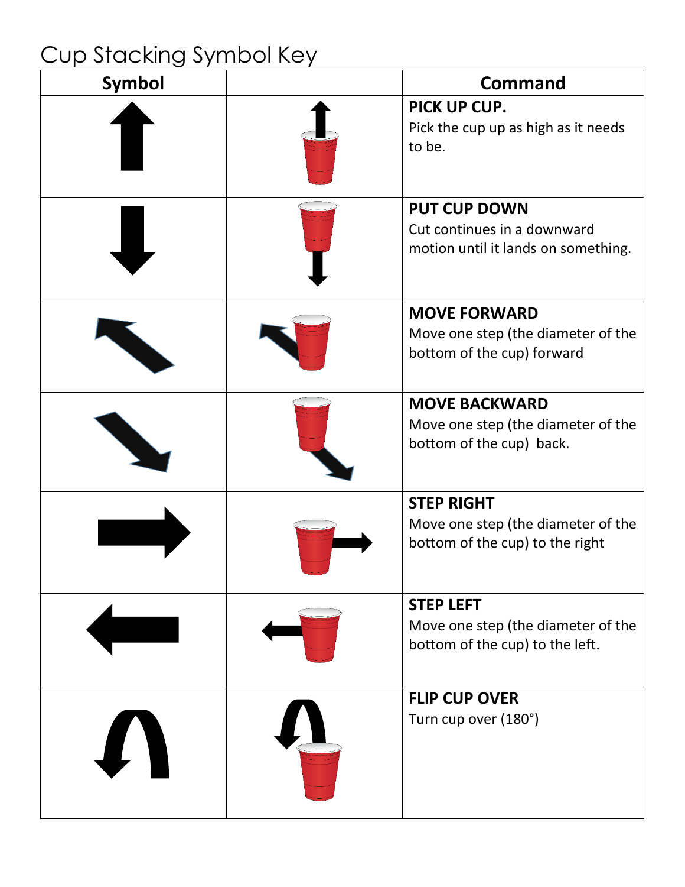# Cup Stacking Symbol Key

| Symbol | | Command |
|---|---|---|
| | | **PICK UP CUP.** Pick the cup up as high as it needs to be. |
| | | **PUT CUP DOWN** Cut continues in a downward motion until it lands on something. |
| | | **MOVE FORWARD** Move one step (the diameter of the bottom of the cup) forward |
| | | **MOVE BACKWARD** Move one step (the diameter of the bottom of the cup) back. |
| | | **STEP RIGHT** Move one step (the diameter of the bottom of the cup) to the right |
| | | **STEP LEFT** Move one step (the diameter of the bottom of the cup) to the left. |
| | | **FLIP CUP OVER** Turn cup over (180°) |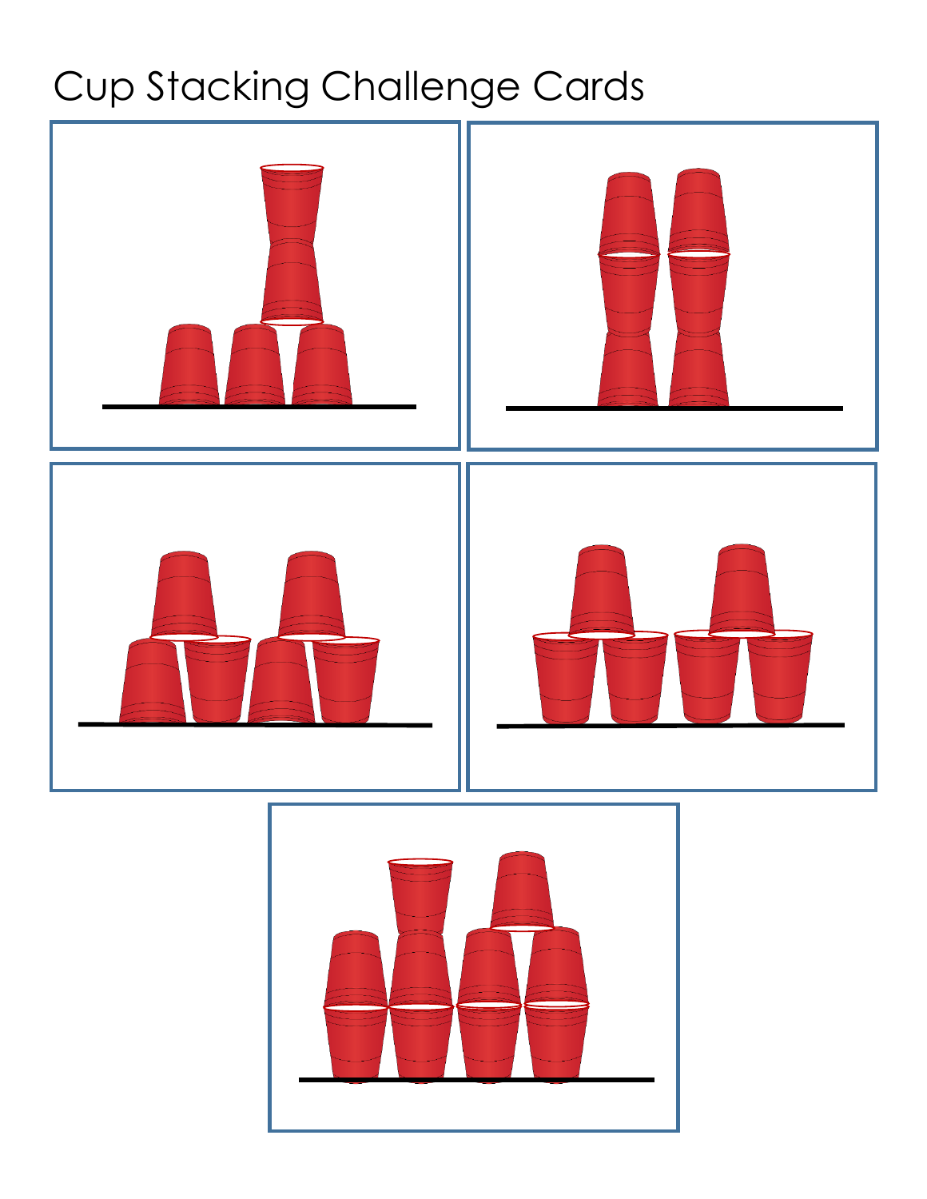# Cup Stacking Challenge Cards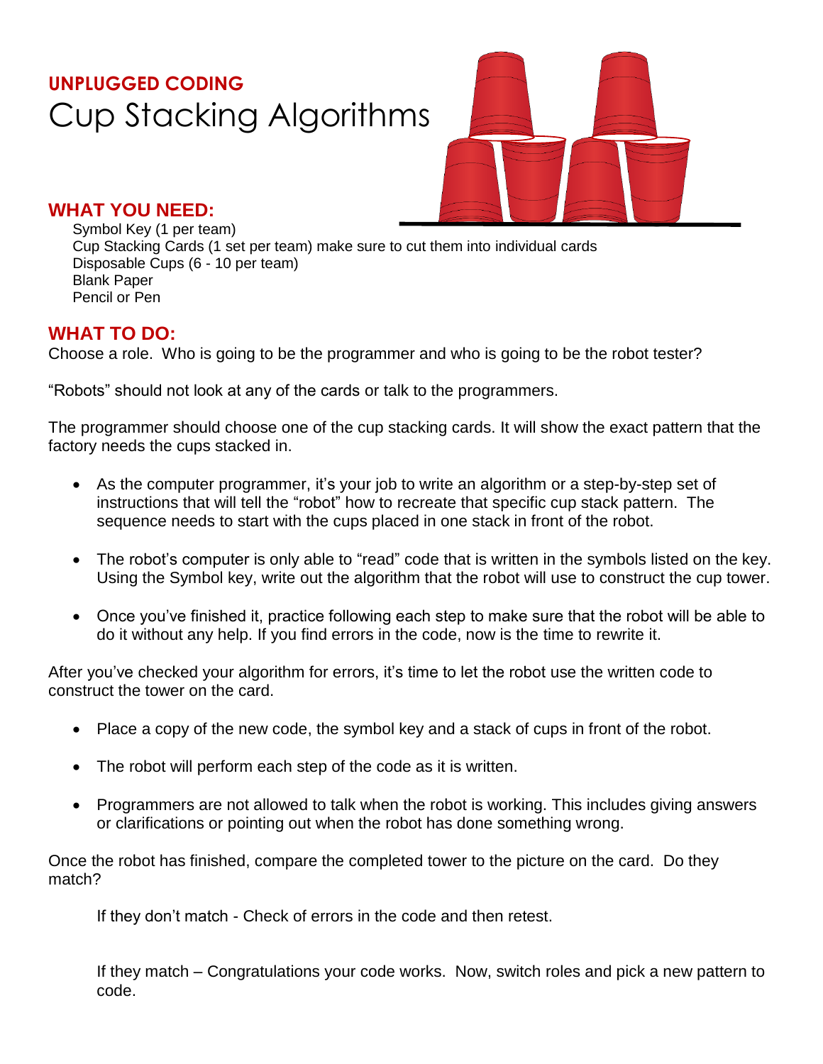## UNPLUGGED CODING

# Cup Stacking Algorithms

## WHAT YOU NEED:

Symbol Key (1 per team)
Cup Stacking Cards (1 set per team) make sure to cut them into individual cards
Disposable Cups (6 - 10 per team)
Blank Paper
Pencil or Pen

## WHAT TO DO:

Choose a role. Who is going to be the programmer and who is going to be the robot tester?

"Robots" should not look at any of the cards or talk to the programmers.

The programmer should choose one of the cup stacking cards. It will show the exact pattern that the factory needs the cups stacked in.

- As the computer programmer, it's your job to write an algorithm or a step-by-step set of instructions that will tell the "robot" how to recreate that specific cup stack pattern. The sequence needs to start with the cups placed in one stack in front of the robot.
- The robot's computer is only able to "read" code that is written in the symbols listed on the key. Using the Symbol key, write out the algorithm that the robot will use to construct the cup tower.
- Once you've finished it, practice following each step to make sure that the robot will be able to do it without any help. If you find errors in the code, now is the time to rewrite it.

After you've checked your algorithm for errors, it's time to let the robot use the written code to construct the tower on the card.

- Place a copy of the new code, the symbol key and a stack of cups in front of the robot.
- The robot will perform each step of the code as it is written.
- Programmers are not allowed to talk when the robot is working. This includes giving answers or clarifications or pointing out when the robot has done something wrong.

Once the robot has finished, compare the completed tower to the picture on the card. Do they match?

If they don't match - Check of errors in the code and then retest.

If they match – Congratulations your code works. Now, switch roles and pick a new pattern to code.